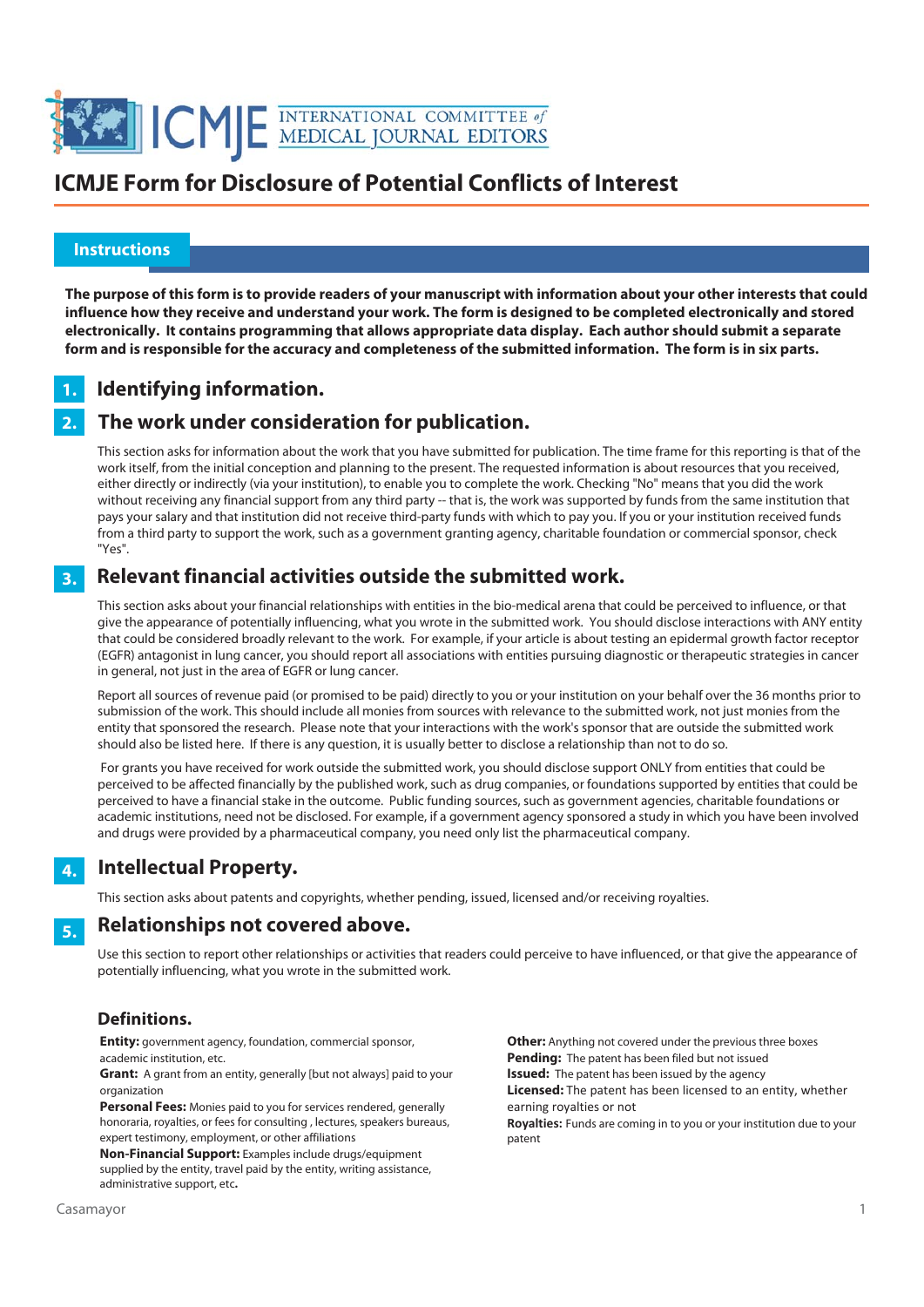# ICMJE Form for Disclosure of Potential Conflicts of Interest

## Instructions

**The purpose of this form is to provide readers of your manuscript with information about your other interests that could influence how they receive and understand your work. The form is designed to be completed electronically and stored electronically. It contains programming that allows appropriate data display. Each author should submit a separate form and is responsible for the accuracy and completeness of the submitted information. The form is in six parts.**

### 1. Identifying information.

### 2. The work under consideration for publication.

This section asks for information about the work that you have submitted for publication. The time frame for this reporting is that of the work itself, from the initial conception and planning to the present. The requested information is about resources that you received, either directly or indirectly (via your institution), to enable you to complete the work. Checking "No" means that you did the work without receiving any financial support from any third party -- that is, the work was supported by funds from the same institution that pays your salary and that institution did not receive third-party funds with which to pay you. If you or your institution received funds from a third party to support the work, such as a government granting agency, charitable foundation or commercial sponsor, check "Yes".

### 3. Relevant financial activities outside the submitted work.

This section asks about your financial relationships with entities in the bio-medical arena that could be perceived to influence, or that give the appearance of potentially influencing, what you wrote in the submitted work. You should disclose interactions with ANY entity that could be considered broadly relevant to the work. For example, if your article is about testing an epidermal growth factor receptor (EGFR) antagonist in lung cancer, you should report all associations with entities pursuing diagnostic or therapeutic strategies in cancer in general, not just in the area of EGFR or lung cancer.

Report all sources of revenue paid (or promised to be paid) directly to you or your institution on your behalf over the 36 months prior to submission of the work. This should include all monies from sources with relevance to the submitted work, not just monies from the entity that sponsored the research. Please note that your interactions with the work's sponsor that are outside the submitted work should also be listed here. If there is any question, it is usually better to disclose a relationship than not to do so.

For grants you have received for work outside the submitted work, you should disclose support ONLY from entities that could be perceived to be affected financially by the published work, such as drug companies, or foundations supported by entities that could be perceived to have a financial stake in the outcome. Public funding sources, such as government agencies, charitable foundations or academic institutions, need not be disclosed. For example, if a government agency sponsored a study in which you have been involved and drugs were provided by a pharmaceutical company, you need only list the pharmaceutical company.

### 4. Intellectual Property.

This section asks about patents and copyrights, whether pending, issued, licensed and/or receiving royalties.

### 5. Relationships not covered above.

Use this section to report other relationships or activities that readers could perceive to have influenced, or that give the appearance of potentially influencing, what you wrote in the submitted work.

### Definitions.

**Entity:** government agency, foundation, commercial sponsor, academic institution, etc.

**Grant:** A grant from an entity, generally [but not always] paid to your organization

**Personal Fees:** Monies paid to you for services rendered, generally honoraria, royalties, or fees for consulting , lectures, speakers bureaus, expert testimony, employment, or other affiliations

**Non-Financial Support:** Examples include drugs/equipment supplied by the entity, travel paid by the entity, writing assistance, administrative support, etc**.**

**Other:** Anything not covered under the previous three boxes

**Pending:** The patent has been filed but not issued

**Issued:** The patent has been issued by the agency

**Licensed:** The patent has been licensed to an entity, whether earning royalties or not

**Royalties:** Funds are coming in to you or your institution due to your patent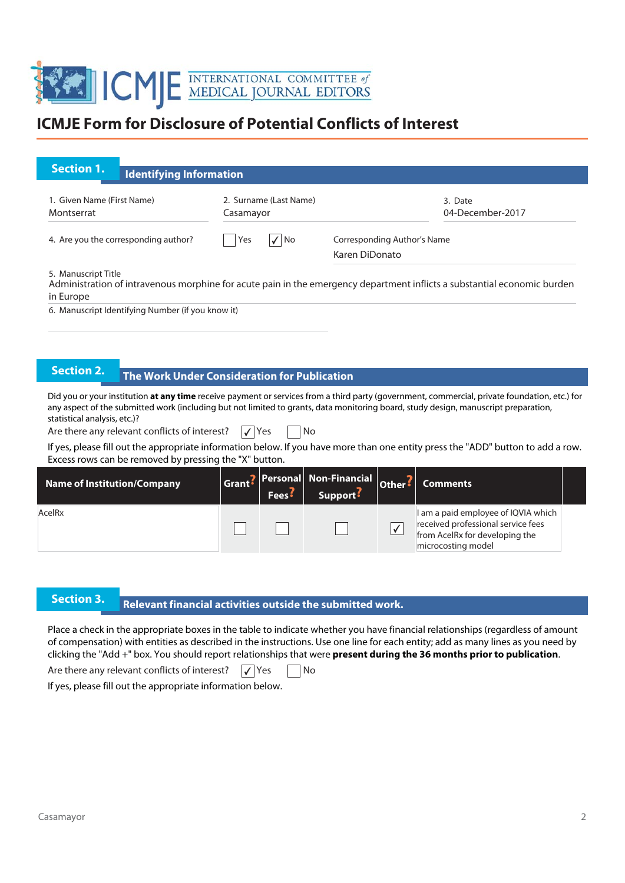# ICMJE Form for Disclosure of Potential Conflicts of Interest

## Section 1. Identifying Information

1. Given Name (First Name)
Montserrat

2. Surname (Last Name)
Casamayor

3. Date
04-December-2017

4. Are you the corresponding author? ☐ Yes ☑ No

Corresponding Author's Name
Karen DiDonato

5. Manuscript Title
Administration of intravenous morphine for acute pain in the emergency department inflicts a substantial economic burden in Europe

6. Manuscript Identifying Number (if you know it)

## Section 2. The Work Under Consideration for Publication

Did you or your institution **at any time** receive payment or services from a third party (government, commercial, private foundation, etc.) for any aspect of the submitted work (including but not limited to grants, data monitoring board, study design, manuscript preparation, statistical analysis, etc.)?

Are there any relevant conflicts of interest? ☑ Yes ☐ No

If yes, please fill out the appropriate information below. If you have more than one entity press the "ADD" button to add a row. Excess rows can be removed by pressing the "X" button.

| Name of Institution/Company | Grant? | Personal Fees? | Non-Financial Support? | Other? | Comments |
|---|---|---|---|---|---|
| AcelRx | ☐ | ☐ | ☐ | ☑ | I am a paid employee of IQVIA which received professional service fees from AcelRx for developing the microcosting model |

## Section 3. Relevant financial activities outside the submitted work.

Place a check in the appropriate boxes in the table to indicate whether you have financial relationships (regardless of amount of compensation) with entities as described in the instructions. Use one line for each entity; add as many lines as you need by clicking the "Add +" box. You should report relationships that were **present during the 36 months prior to publication**.

Are there any relevant conflicts of interest? ☑ Yes ☐ No

If yes, please fill out the appropriate information below.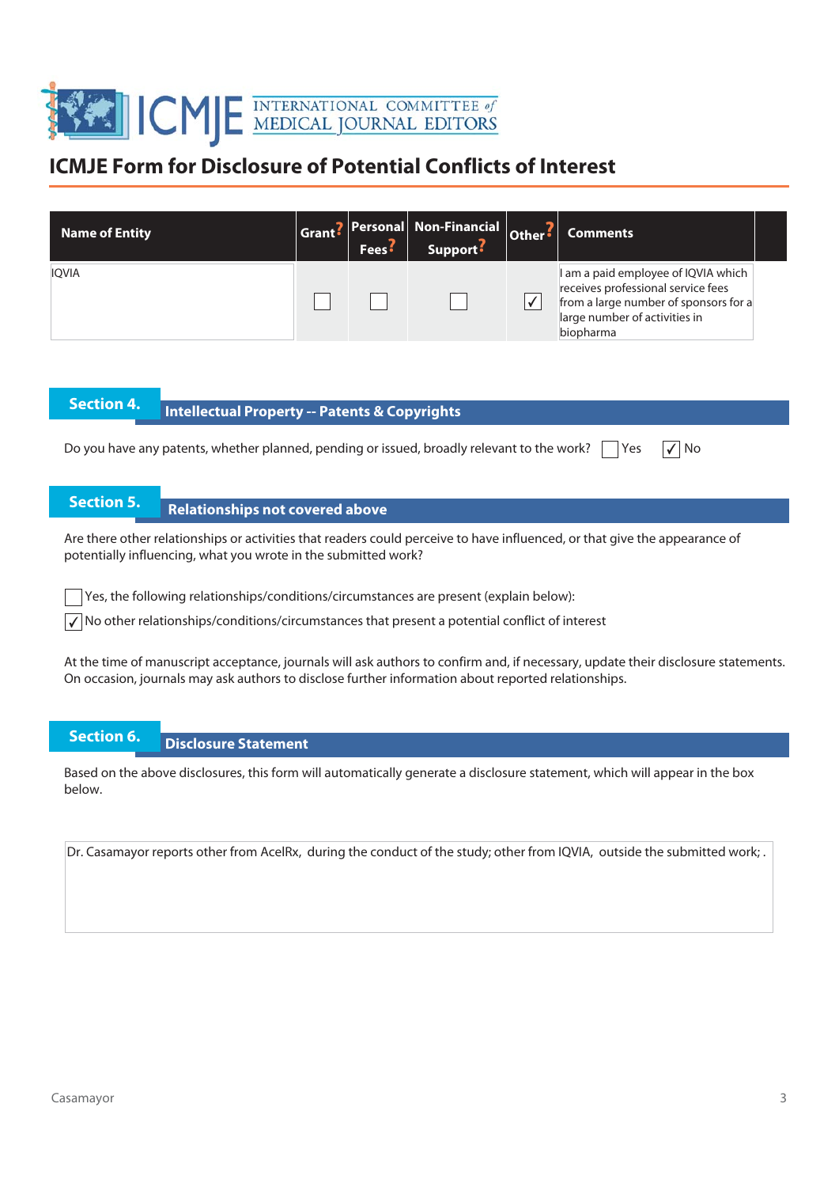# ICMJE Form for Disclosure of Potential Conflicts of Interest

| Name of Entity | Grant? | Personal Fees? | Non-Financial Support? | Other? | Comments |
|---|---|---|---|---|---|
| IQVIA | ☐ | ☐ | ☐ | ☑ | I am a paid employee of IQVIA which receives professional service fees from a large number of sponsors for a large number of activities in biopharma |

## Section 4. Intellectual Property -- Patents & Copyrights

Do you have any patents, whether planned, pending or issued, broadly relevant to the work? ☐ Yes ☑ No

## Section 5. Relationships not covered above

Are there other relationships or activities that readers could perceive to have influenced, or that give the appearance of potentially influencing, what you wrote in the submitted work?

☐ Yes, the following relationships/conditions/circumstances are present (explain below):

☑ No other relationships/conditions/circumstances that present a potential conflict of interest

At the time of manuscript acceptance, journals will ask authors to confirm and, if necessary, update their disclosure statements. On occasion, journals may ask authors to disclose further information about reported relationships.

## Section 6. Disclosure Statement

Based on the above disclosures, this form will automatically generate a disclosure statement, which will appear in the box below.

Dr. Casamayor reports other from AcelRx, during the conduct of the study; other from IQVIA, outside the submitted work; .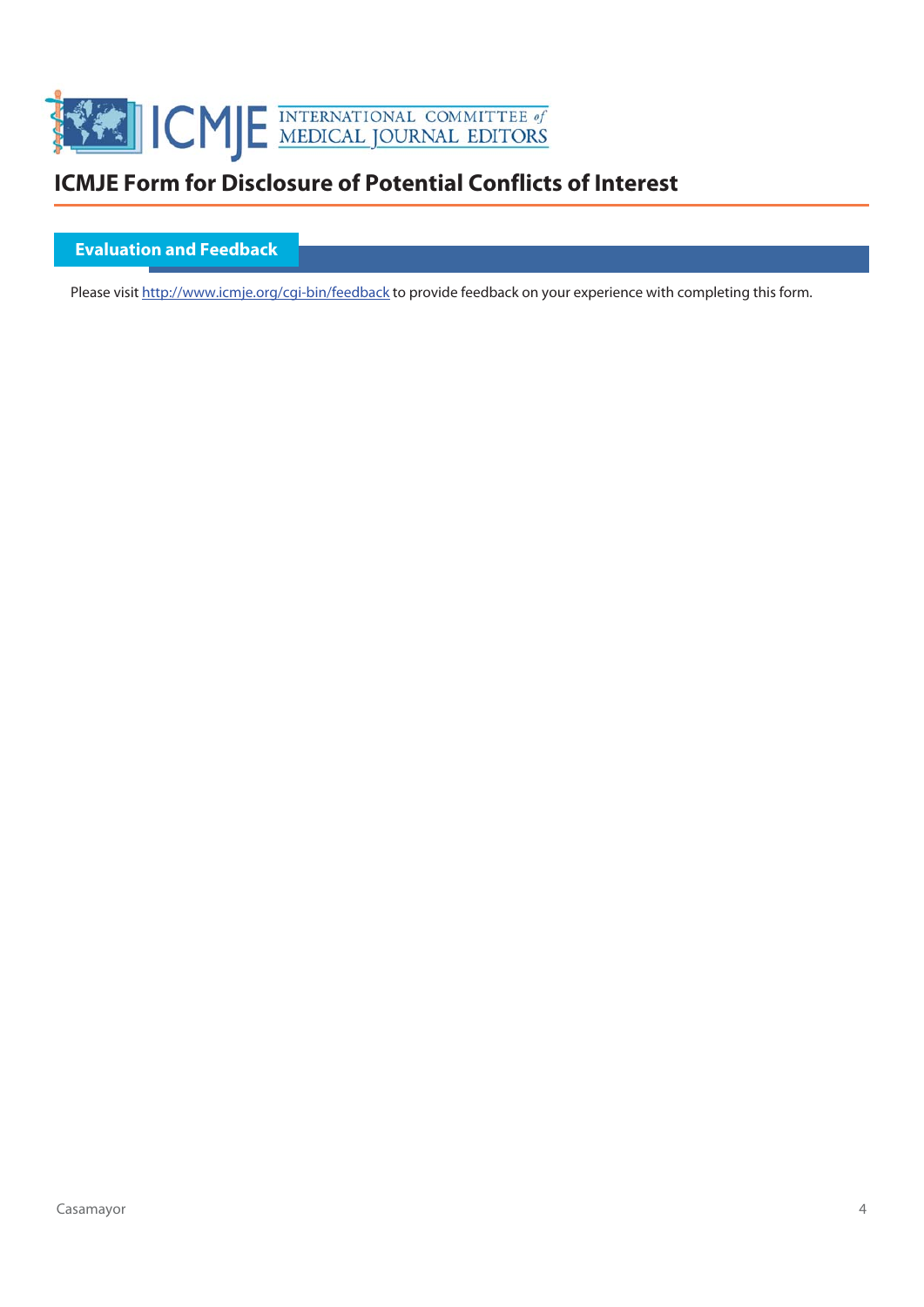# ICMJE Form for Disclosure of Potential Conflicts of Interest

## Evaluation and Feedback

Please visit http://www.icmje.org/cgi-bin/feedback to provide feedback on your experience with completing this form.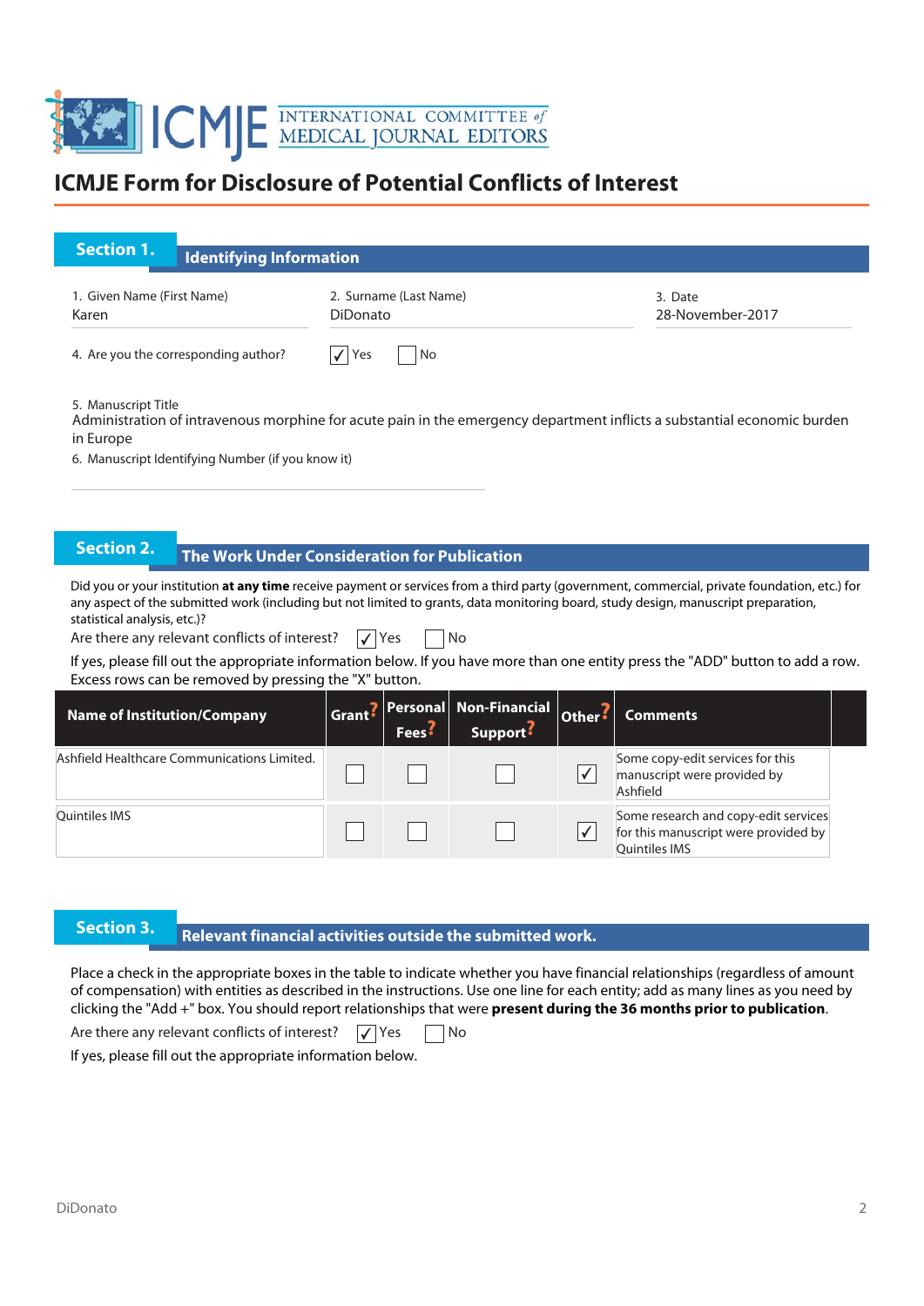# ICMJE Form for Disclosure of Potential Conflicts of Interest

## Section 1. Identifying Information

1. Given Name (First Name)
Karen

2. Surname (Last Name)
DiDonato

3. Date
28-November-2017

4. Are you the corresponding author? ☑ Yes ☐ No

5. Manuscript Title
Administration of intravenous morphine for acute pain in the emergency department inflicts a substantial economic burden in Europe

6. Manuscript Identifying Number (if you know it)

## Section 2. The Work Under Consideration for Publication

Did you or your institution **at any time** receive payment or services from a third party (government, commercial, private foundation, etc.) for any aspect of the submitted work (including but not limited to grants, data monitoring board, study design, manuscript preparation, statistical analysis, etc.)?

Are there any relevant conflicts of interest? ☑ Yes ☐ No

If yes, please fill out the appropriate information below. If you have more than one entity press the "ADD" button to add a row. Excess rows can be removed by pressing the "X" button.

| Name of Institution/Company | Grant? | Personal Fees? | Non-Financial Support? | Other? | Comments |
|---|---|---|---|---|---|
| Ashfield Healthcare Communications Limited. | ☐ | ☐ | ☐ | ☑ | Some copy-edit services for this manuscript were provided by Ashfield |
| Quintiles IMS | ☐ | ☐ | ☐ | ☑ | Some research and copy-edit services for this manuscript were provided by Quintiles IMS |

## Section 3. Relevant financial activities outside the submitted work.

Place a check in the appropriate boxes in the table to indicate whether you have financial relationships (regardless of amount of compensation) with entities as described in the instructions. Use one line for each entity; add as many lines as you need by clicking the "Add +" box. You should report relationships that were **present during the 36 months prior to publication**.

Are there any relevant conflicts of interest? ☑ Yes ☐ No

If yes, please fill out the appropriate information below.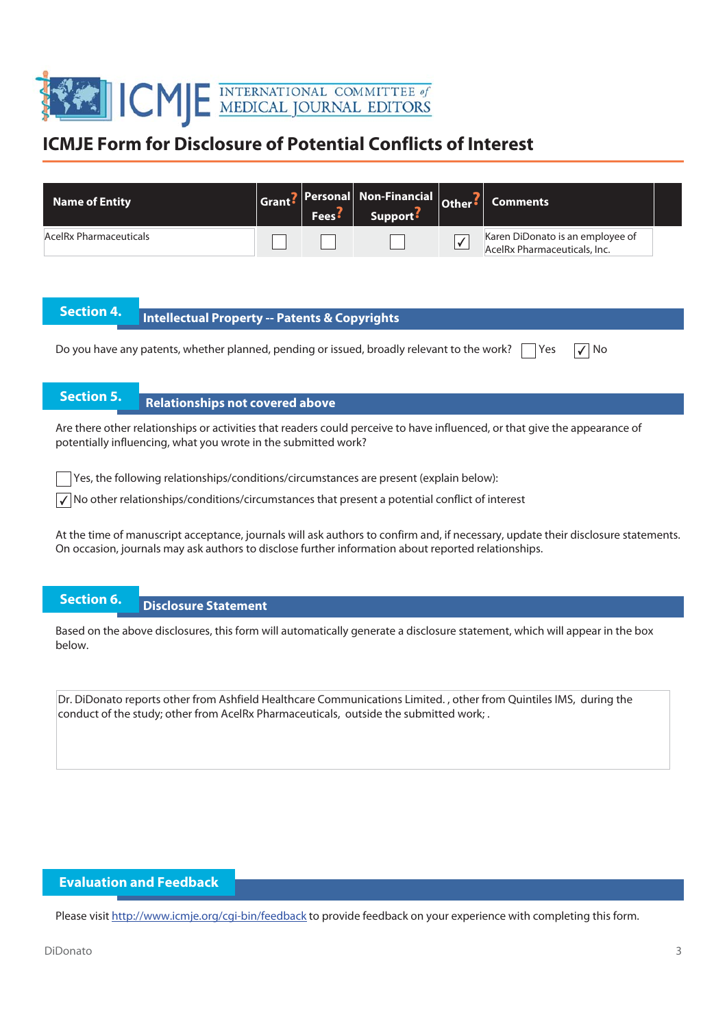# ICMJE Form for Disclosure of Potential Conflicts of Interest

| Name of Entity | Grant? | Personal Fees? | Non-Financial Support? | Other? | Comments |
|---|---|---|---|---|---|
| AcelRx Pharmaceuticals | ☐ | ☐ | ☐ | ☑ | Karen DiDonato is an employee of AcelRx Pharmaceuticals, Inc. |

## Section 4. Intellectual Property -- Patents & Copyrights

Do you have any patents, whether planned, pending or issued, broadly relevant to the work? ☐ Yes ☑ No

## Section 5. Relationships not covered above

Are there other relationships or activities that readers could perceive to have influenced, or that give the appearance of potentially influencing, what you wrote in the submitted work?

☐ Yes, the following relationships/conditions/circumstances are present (explain below):

☑ No other relationships/conditions/circumstances that present a potential conflict of interest

At the time of manuscript acceptance, journals will ask authors to confirm and, if necessary, update their disclosure statements. On occasion, journals may ask authors to disclose further information about reported relationships.

## Section 6. Disclosure Statement

Based on the above disclosures, this form will automatically generate a disclosure statement, which will appear in the box below.

Dr. DiDonato reports other from Ashfield Healthcare Communications Limited. , other from Quintiles IMS, during the conduct of the study; other from AcelRx Pharmaceuticals, outside the submitted work; .

## Evaluation and Feedback

Please visit http://www.icmje.org/cgi-bin/feedback to provide feedback on your experience with completing this form.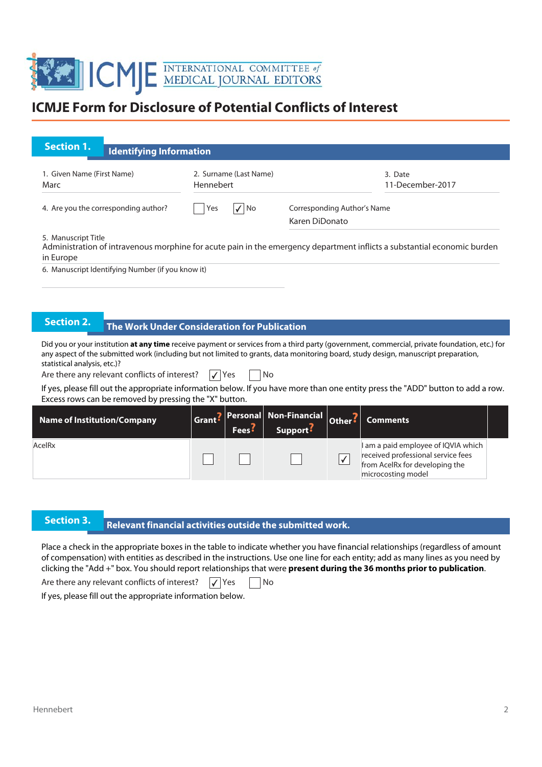# ICMJE Form for Disclosure of Potential Conflicts of Interest

## Section 1. Identifying Information

1. Given Name (First Name): Marc
2. Surname (Last Name): Hennebert
3. Date: 11-December-2017

4. Are you the corresponding author? ☐ Yes ☑ No

Corresponding Author's Name: Karen DiDonato

5. Manuscript Title: Administration of intravenous morphine for acute pain in the emergency department inflicts a substantial economic burden in Europe

6. Manuscript Identifying Number (if you know it):

## Section 2. The Work Under Consideration for Publication

Did you or your institution **at any time** receive payment or services from a third party (government, commercial, private foundation, etc.) for any aspect of the submitted work (including but not limited to grants, data monitoring board, study design, manuscript preparation, statistical analysis, etc.)?

Are there any relevant conflicts of interest? ☑ Yes ☐ No

If yes, please fill out the appropriate information below. If you have more than one entity press the "ADD" button to add a row. Excess rows can be removed by pressing the "X" button.

| Name of Institution/Company | Grant? | Personal Fees? | Non-Financial Support? | Other? | Comments |
|---|---|---|---|---|---|
| AcelRx | ☐ | ☐ | ☐ | ☑ | I am a paid employee of IQVIA which received professional service fees from AcelRx for developing the microcosting model |

## Section 3. Relevant financial activities outside the submitted work.

Place a check in the appropriate boxes in the table to indicate whether you have financial relationships (regardless of amount of compensation) with entities as described in the instructions. Use one line for each entity; add as many lines as you need by clicking the "Add +" box. You should report relationships that were **present during the 36 months prior to publication**.

Are there any relevant conflicts of interest? ☑ Yes ☐ No

If yes, please fill out the appropriate information below.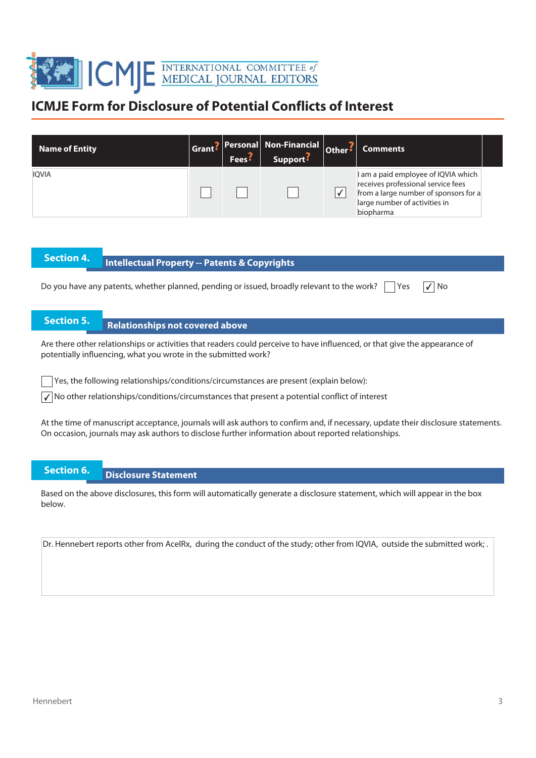# ICMJE Form for Disclosure of Potential Conflicts of Interest

| Name of Entity | Grant? | Personal Fees? | Non-Financial Support? | Other? | Comments |
| --- | --- | --- | --- | --- | --- |
| IQVIA | ☐ | ☐ | ☐ | ☑ | I am a paid employee of IQVIA which receives professional service fees from a large number of sponsors for a large number of activities in biopharma |

## Section 4. Intellectual Property -- Patents & Copyrights

Do you have any patents, whether planned, pending or issued, broadly relevant to the work? ☐ Yes ☑ No

## Section 5. Relationships not covered above

Are there other relationships or activities that readers could perceive to have influenced, or that give the appearance of potentially influencing, what you wrote in the submitted work?

☐ Yes, the following relationships/conditions/circumstances are present (explain below):

☑ No other relationships/conditions/circumstances that present a potential conflict of interest

At the time of manuscript acceptance, journals will ask authors to confirm and, if necessary, update their disclosure statements. On occasion, journals may ask authors to disclose further information about reported relationships.

## Section 6. Disclosure Statement

Based on the above disclosures, this form will automatically generate a disclosure statement, which will appear in the box below.

Dr. Hennebert reports other from AcelRx, during the conduct of the study; other from IQVIA, outside the submitted work; .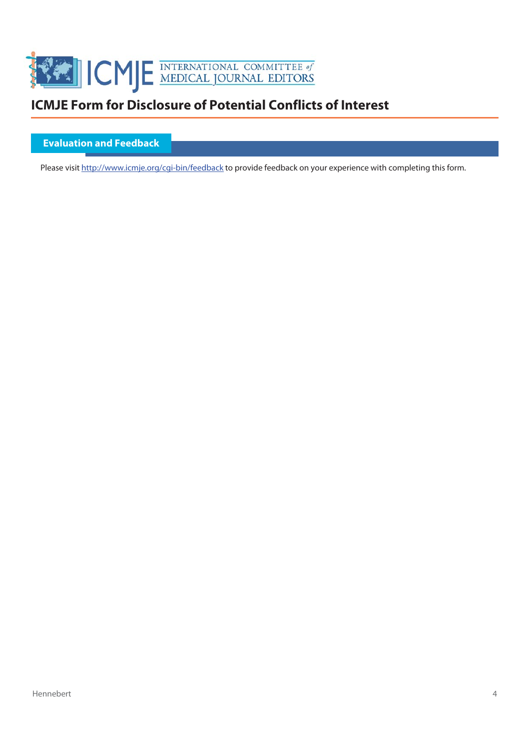# ICMJE Form for Disclosure of Potential Conflicts of Interest

## Evaluation and Feedback

Please visit http://www.icmje.org/cgi-bin/feedback to provide feedback on your experience with completing this form.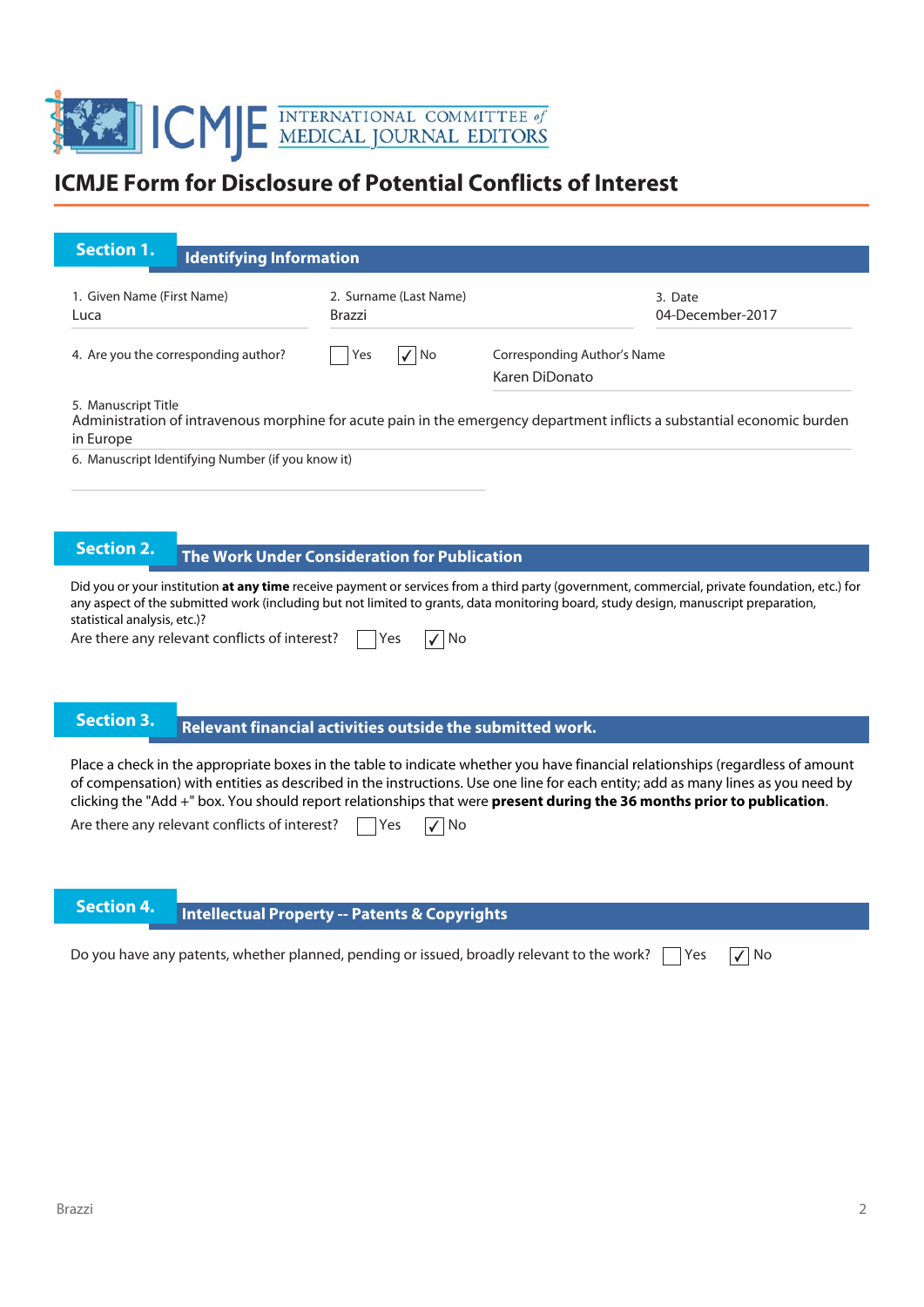ICMJE INTERNATIONAL COMMITTEE of MEDICAL JOURNAL EDITORS

# ICMJE Form for Disclosure of Potential Conflicts of Interest

## Section 1. Identifying Information

1. Given Name (First Name)
Luca

2. Surname (Last Name)
Brazzi

3. Date
04-December-2017

4. Are you the corresponding author? ☐ Yes ☑ No

Corresponding Author's Name
Karen DiDonato

5. Manuscript Title
Administration of intravenous morphine for acute pain in the emergency department inflicts a substantial economic burden in Europe

6. Manuscript Identifying Number (if you know it)

## Section 2. The Work Under Consideration for Publication

Did you or your institution **at any time** receive payment or services from a third party (government, commercial, private foundation, etc.) for any aspect of the submitted work (including but not limited to grants, data monitoring board, study design, manuscript preparation, statistical analysis, etc.)?

Are there any relevant conflicts of interest? ☐ Yes ☑ No

## Section 3. Relevant financial activities outside the submitted work.

Place a check in the appropriate boxes in the table to indicate whether you have financial relationships (regardless of amount of compensation) with entities as described in the instructions. Use one line for each entity; add as many lines as you need by clicking the "Add +" box. You should report relationships that were **present during the 36 months prior to publication**.

Are there any relevant conflicts of interest? ☐ Yes ☑ No

## Section 4. Intellectual Property -- Patents & Copyrights

Do you have any patents, whether planned, pending or issued, broadly relevant to the work? ☐ Yes ☑ No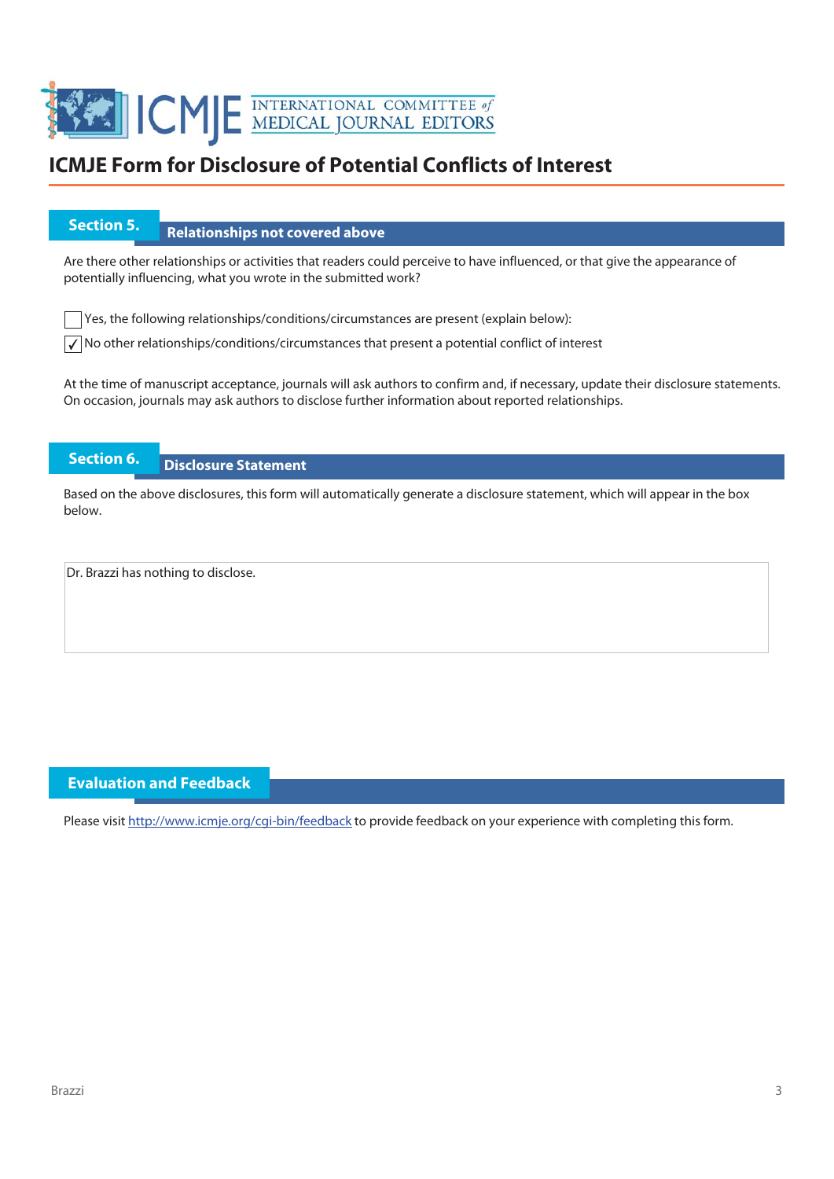# ICMJE Form for Disclosure of Potential Conflicts of Interest

## Section 5. Relationships not covered above

Are there other relationships or activities that readers could perceive to have influenced, or that give the appearance of potentially influencing, what you wrote in the submitted work?

- [ ] Yes, the following relationships/conditions/circumstances are present (explain below):
- [x] No other relationships/conditions/circumstances that present a potential conflict of interest

At the time of manuscript acceptance, journals will ask authors to confirm and, if necessary, update their disclosure statements. On occasion, journals may ask authors to disclose further information about reported relationships.

## Section 6. Disclosure Statement

Based on the above disclosures, this form will automatically generate a disclosure statement, which will appear in the box below.

Dr. Brazzi has nothing to disclose.

## Evaluation and Feedback

Please visit http://www.icmje.org/cgi-bin/feedback to provide feedback on your experience with completing this form.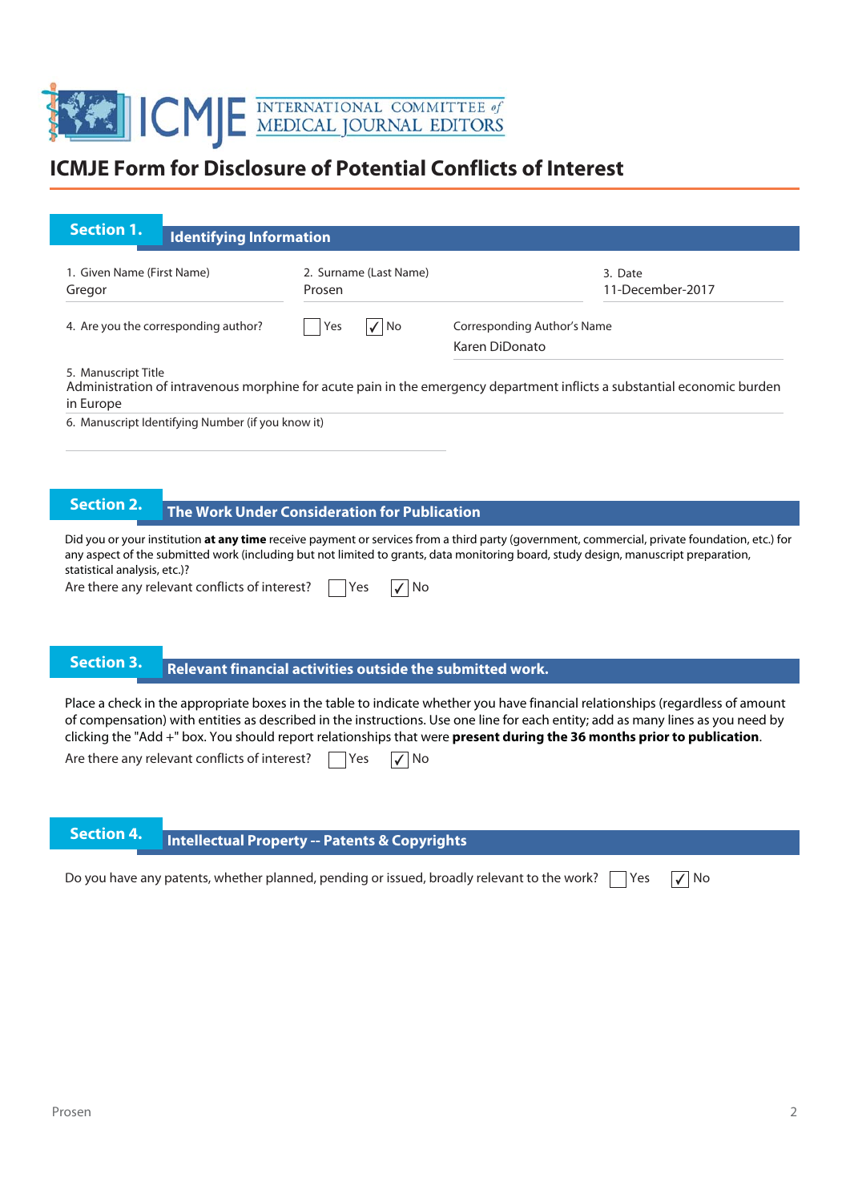# ICMJE Form for Disclosure of Potential Conflicts of Interest

## Section 1. Identifying Information

1. Given Name (First Name)
Gregor

2. Surname (Last Name)
Prosen

3. Date
11-December-2017

4. Are you the corresponding author? ☐ Yes ☑ No

Corresponding Author's Name
Karen DiDonato

5. Manuscript Title
Administration of intravenous morphine for acute pain in the emergency department inflicts a substantial economic burden in Europe

6. Manuscript Identifying Number (if you know it)

## Section 2. The Work Under Consideration for Publication

Did you or your institution **at any time** receive payment or services from a third party (government, commercial, private foundation, etc.) for any aspect of the submitted work (including but not limited to grants, data monitoring board, study design, manuscript preparation, statistical analysis, etc.)?

Are there any relevant conflicts of interest? ☐ Yes ☑ No

## Section 3. Relevant financial activities outside the submitted work.

Place a check in the appropriate boxes in the table to indicate whether you have financial relationships (regardless of amount of compensation) with entities as described in the instructions. Use one line for each entity; add as many lines as you need by clicking the "Add +" box. You should report relationships that were **present during the 36 months prior to publication**.

Are there any relevant conflicts of interest? ☐ Yes ☑ No

## Section 4. Intellectual Property -- Patents & Copyrights

Do you have any patents, whether planned, pending or issued, broadly relevant to the work? ☐ Yes ☑ No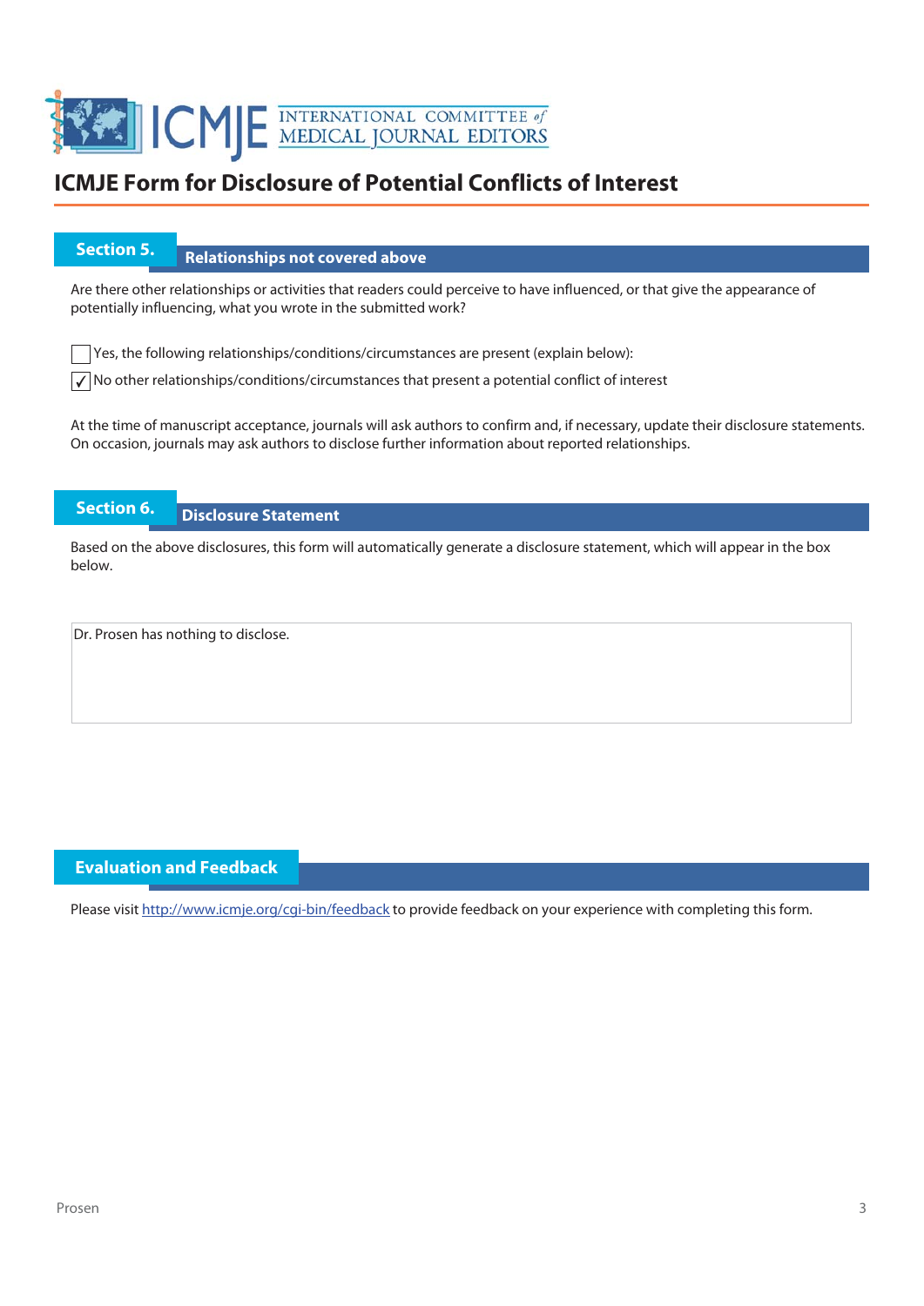# ICMJE Form for Disclosure of Potential Conflicts of Interest

## Section 5. Relationships not covered above

Are there other relationships or activities that readers could perceive to have influenced, or that give the appearance of potentially influencing, what you wrote in the submitted work?

☐ Yes, the following relationships/conditions/circumstances are present (explain below):

☑ No other relationships/conditions/circumstances that present a potential conflict of interest

At the time of manuscript acceptance, journals will ask authors to confirm and, if necessary, update their disclosure statements. On occasion, journals may ask authors to disclose further information about reported relationships.

## Section 6. Disclosure Statement

Based on the above disclosures, this form will automatically generate a disclosure statement, which will appear in the box below.

Dr. Prosen has nothing to disclose.

## Evaluation and Feedback

Please visit http://www.icmje.org/cgi-bin/feedback to provide feedback on your experience with completing this form.